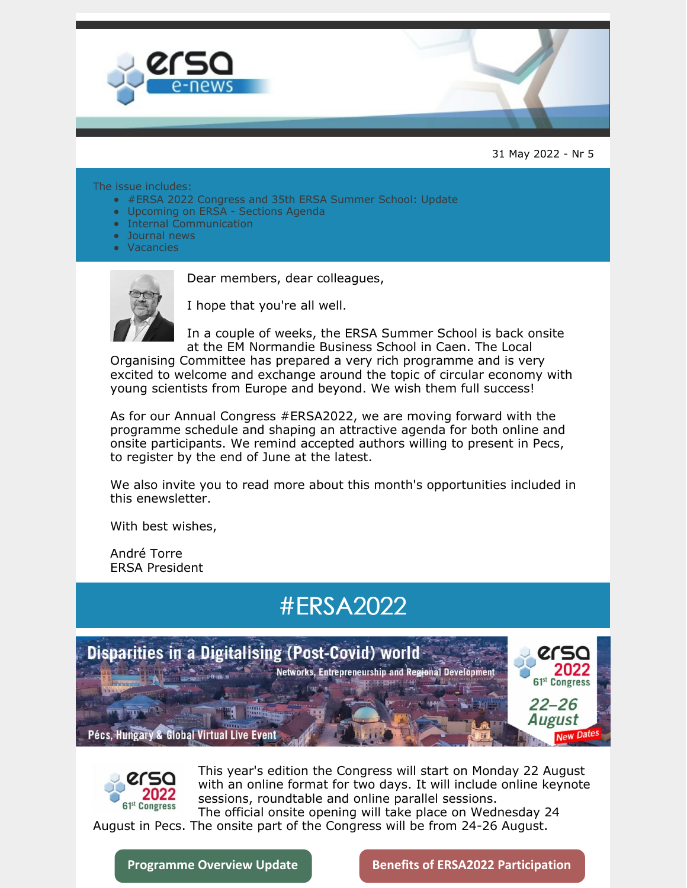31 May 2022 - Nr 5

The issue includes:

- #ERSA 2022 Congress and 35th ERSA Summer School: Update
- Upcoming on ERSA - Sections Agenda
- Internal Communication
- Journal news
- Vacancies

Dear members, dear colleagues,

I hope that you're all well.

In a couple of weeks, the ERSA Summer School is back onsite at the EM Normandie Business School in Caen. The Local Organising Committee has prepared a very rich programme and is very excited to welcome and exchange around the topic of circular economy with young scientists from Europe and beyond. We wish them full success!

As for our Annual Congress #ERSA2022, we are moving forward with the programme schedule and shaping an attractive agenda for both online and onsite participants. We remind accepted authors willing to present in Pecs, to register by the end of June at the latest.

We also invite you to read more about this month's opportunities included in this enewsletter.

With best wishes,

André Torre
ERSA President

# #ERSA2022

Disparities in a Digitalising (Post-Covid) world

Networks, Entrepreneurship and Regional Development

Pécs, Hungary & Global Virtual Live Event

ersa 2022 61st Congress 22–26 August New Dates

This year's edition the Congress will start on Monday 22 August with an online format for two days. It will include online keynote sessions, roundtable and online parallel sessions.
The official onsite opening will take place on Wednesday 24 August in Pecs. The onsite part of the Congress will be from 24-26 August.

**Programme Overview Update** | **Benefits of ERSA2022 Participation**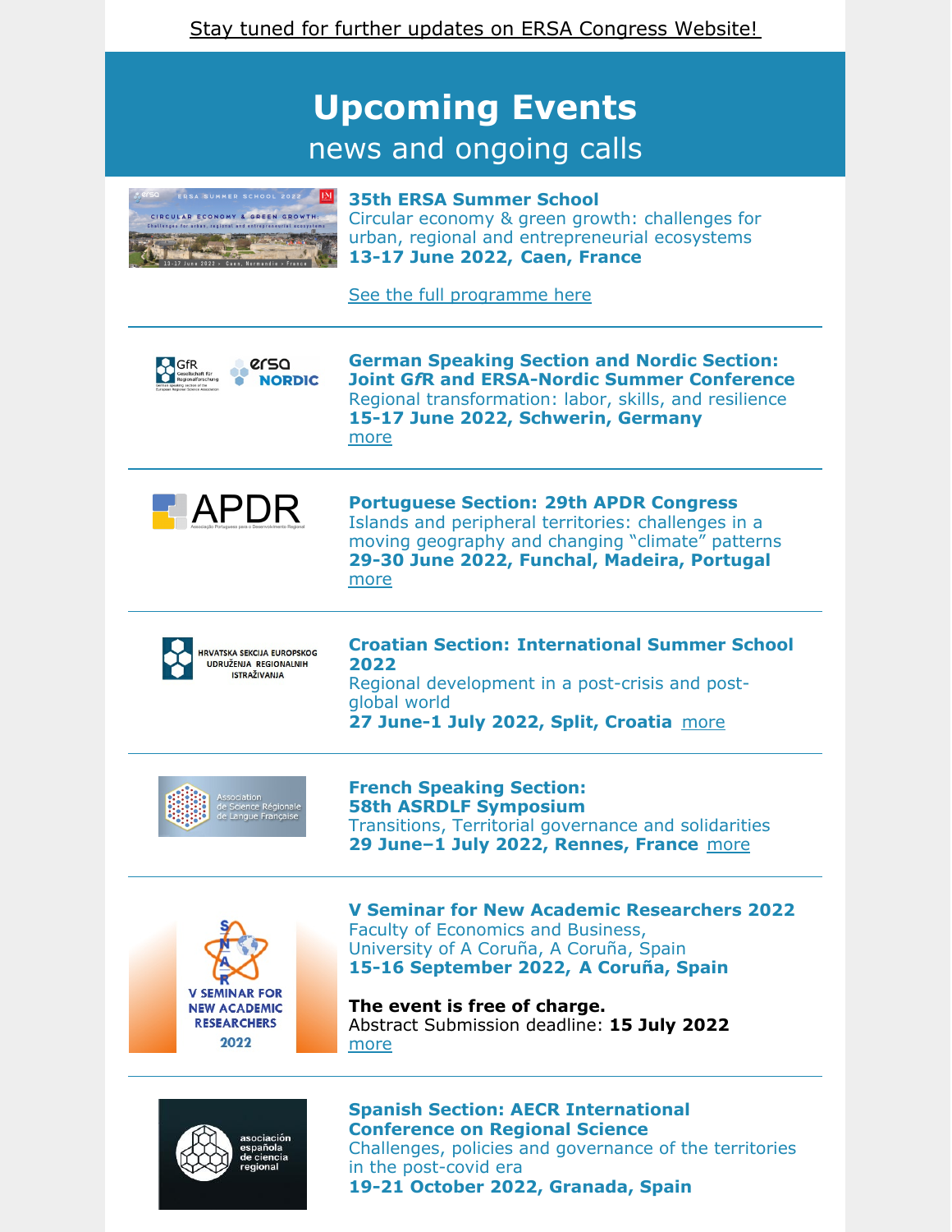Stay tuned for further updates on ERSA Congress Website!

# Upcoming Events

## news and ongoing calls

**35th ERSA Summer School**
Circular economy & green growth: challenges for urban, regional and entrepreneurial ecosystems
**13-17 June 2022, Caen, France**

See the full programme here

---

**German Speaking Section and Nordic Section: Joint G*f*R and ERSA-Nordic Summer Conference**
Regional transformation: labor, skills, and resilience
**15-17 June 2022, Schwerin, Germany**
more

---

**Portuguese Section: 29th APDR Congress**
Islands and peripheral territories: challenges in a moving geography and changing "climate" patterns
**29-30 June 2022, Funchal, Madeira, Portugal**
more

---

**Croatian Section: International Summer School 2022**
Regional development in a post-crisis and post-global world
**27 June-1 July 2022, Split, Croatia** more

---

**French Speaking Section: 58th ASRDLF Symposium**
Transitions, Territorial governance and solidarities
**29 June–1 July 2022, Rennes, France** more

---

**V Seminar for New Academic Researchers 2022**
Faculty of Economics and Business, University of A Coruña, A Coruña, Spain
**15-16 September 2022, A Coruña, Spain**

**The event is free of charge.**
Abstract Submission deadline: **15 July 2022**
more

---

**Spanish Section: AECR International Conference on Regional Science**
Challenges, policies and governance of the territories in the post-covid era
**19-21 October 2022, Granada, Spain**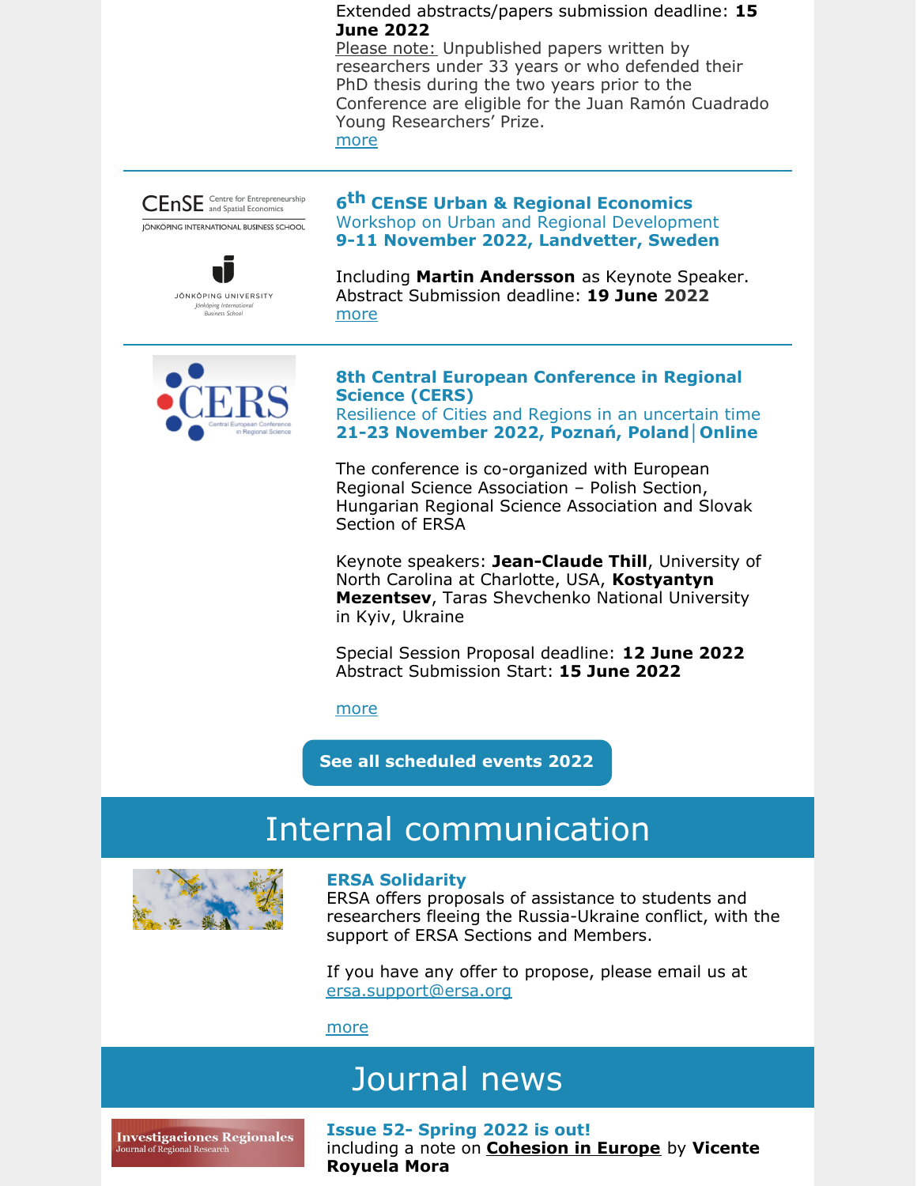Extended abstracts/papers submission deadline: **15 June 2022**
Please note: Unpublished papers written by researchers under 33 years or who defended their PhD thesis during the two years prior to the Conference are eligible for the Juan Ramón Cuadrado Young Researchers' Prize.
more

---

### 6th CEnSE Urban & Regional Economics
Workshop on Urban and Regional Development
**9-11 November 2022, Landvetter, Sweden**

Including **Martin Andersson** as Keynote Speaker.
Abstract Submission deadline: **19 June 2022**
more

---

### 8th Central European Conference in Regional Science (CERS)
Resilience of Cities and Regions in an uncertain time
**21-23 November 2022, Poznań, Poland│Online**

The conference is co-organized with European Regional Science Association – Polish Section, Hungarian Regional Science Association and Slovak Section of ERSA

Keynote speakers: **Jean-Claude Thill**, University of North Carolina at Charlotte, USA, **Kostyantyn Mezentsev**, Taras Shevchenko National University in Kyiv, Ukraine

Special Session Proposal deadline: **12 June 2022**
Abstract Submission Start: **15 June 2022**

more

**See all scheduled events 2022**

# Internal communication

### ERSA Solidarity
ERSA offers proposals of assistance to students and researchers fleeing the Russia-Ukraine conflict, with the support of ERSA Sections and Members.

If you have any offer to propose, please email us at ersa.support@ersa.org

more

# Journal news

### Issue 52- Spring 2022 is out!
including a note on **Cohesion in Europe** by **Vicente Royuela Mora**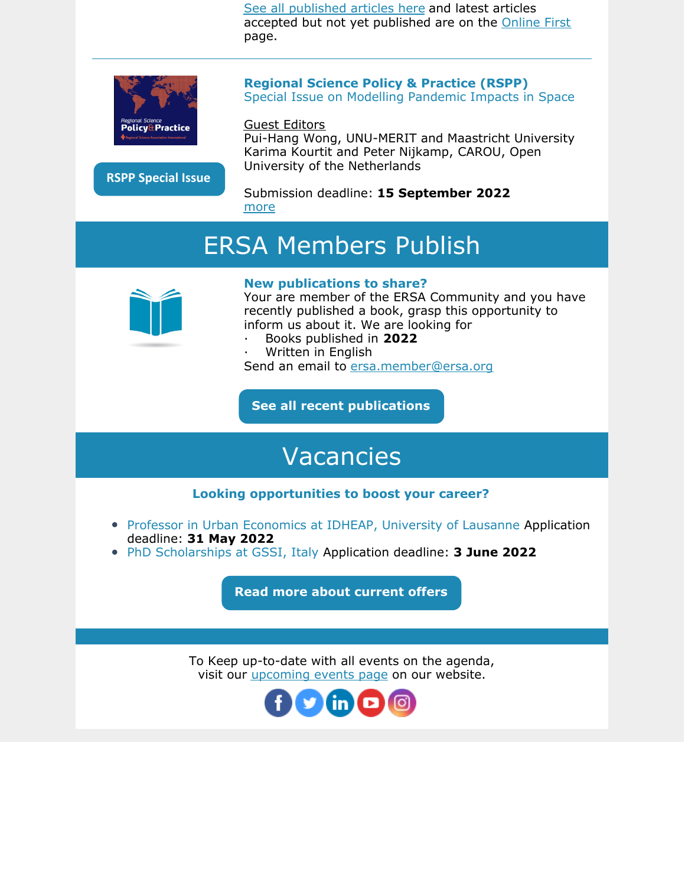See all published articles here and latest articles accepted but not yet published are on the Online First page.

---

**Regional Science Policy & Practice (RSPP)**
Special Issue on Modelling Pandemic Impacts in Space

RSPP Special Issue

Guest Editors
Pui-Hang Wong, UNU-MERIT and Maastricht University
Karima Kourtit and Peter Nijkamp, CAROU, Open University of the Netherlands

Submission deadline: **15 September 2022**
more

# ERSA Members Publish

**New publications to share?**
Your are member of the ERSA Community and you have recently published a book, grasp this opportunity to inform us about it. We are looking for

- Books published in **2022**
- Written in English

Send an email to ersa.member@ersa.org

See all recent publications

# Vacancies

**Looking opportunities to boost your career?**

- Professor in Urban Economics at IDHEAP, University of Lausanne Application deadline: **31 May 2022**
- PhD Scholarships at GSSI, Italy Application deadline: **3 June 2022**

Read more about current offers

To Keep up-to-date with all events on the agenda, visit our upcoming events page on our website.